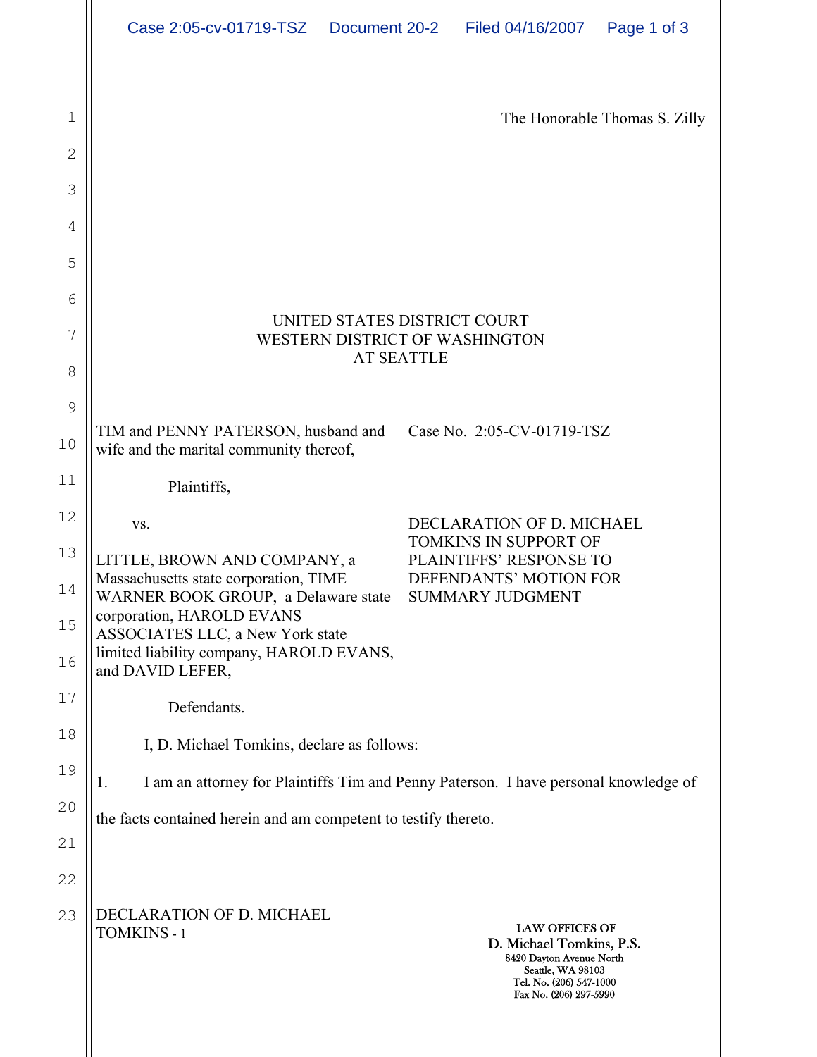The Honorable Thomas S. Zilly

UNITED STATES DISTRICT COURT
WESTERN DISTRICT OF WASHINGTON
AT SEATTLE

| | |
|---|---|
| TIM and PENNY PATERSON, husband and wife and the marital community thereof,<br><br>Plaintiffs,<br><br>vs.<br><br>LITTLE, BROWN AND COMPANY, a Massachusetts state corporation, TIME WARNER BOOK GROUP, a Delaware state corporation, HAROLD EVANS ASSOCIATES LLC, a New York state limited liability company, HAROLD EVANS, and DAVID LEFER,<br><br>Defendants. | Case No. 2:05-CV-01719-TSZ<br><br>DECLARATION OF D. MICHAEL TOMKINS IN SUPPORT OF PLAINTIFFS' RESPONSE TO DEFENDANTS' MOTION FOR SUMMARY JUDGMENT |

I, D. Michael Tomkins, declare as follows:

1. I am an attorney for Plaintiffs Tim and Penny Paterson. I have personal knowledge of the facts contained herein and am competent to testify thereto.

DECLARATION OF D. MICHAEL TOMKINS - 1

LAW OFFICES OF
D. Michael Tomkins, P.S.
8420 Dayton Avenue North
Seattle, WA 98103
Tel. No. (206) 547-1000
Fax No. (206) 297-5990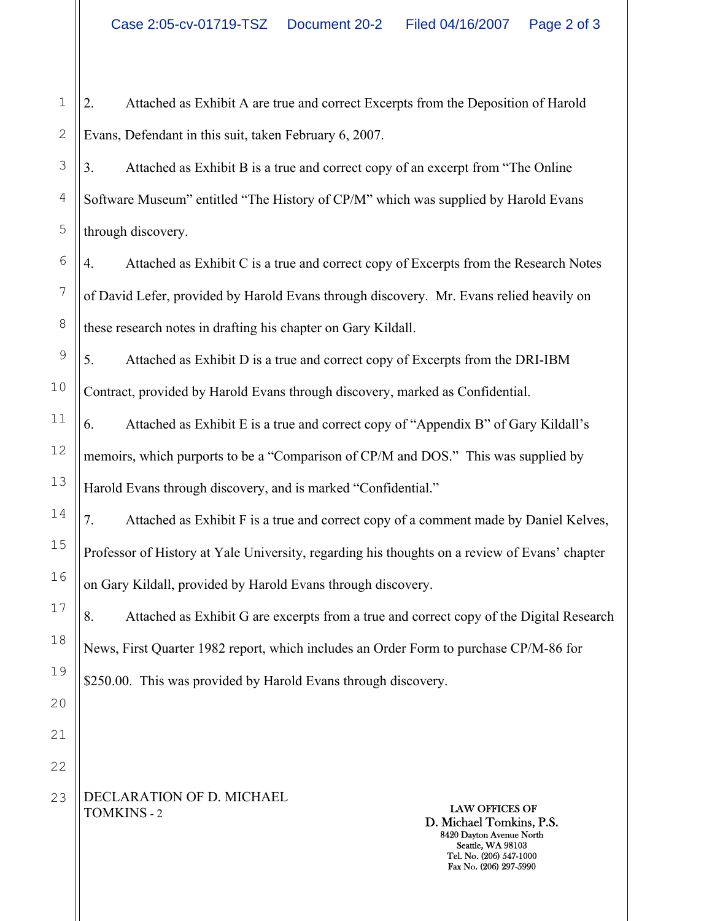2. Attached as Exhibit A are true and correct Excerpts from the Deposition of Harold Evans, Defendant in this suit, taken February 6, 2007.

3. Attached as Exhibit B is a true and correct copy of an excerpt from "The Online Software Museum" entitled "The History of CP/M" which was supplied by Harold Evans through discovery.

4. Attached as Exhibit C is a true and correct copy of Excerpts from the Research Notes of David Lefer, provided by Harold Evans through discovery. Mr. Evans relied heavily on these research notes in drafting his chapter on Gary Kildall.

5. Attached as Exhibit D is a true and correct copy of Excerpts from the DRI-IBM Contract, provided by Harold Evans through discovery, marked as Confidential.

6. Attached as Exhibit E is a true and correct copy of "Appendix B" of Gary Kildall's memoirs, which purports to be a "Comparison of CP/M and DOS." This was supplied by Harold Evans through discovery, and is marked "Confidential."

7. Attached as Exhibit F is a true and correct copy of a comment made by Daniel Kelves, Professor of History at Yale University, regarding his thoughts on a review of Evans' chapter on Gary Kildall, provided by Harold Evans through discovery.

8. Attached as Exhibit G are excerpts from a true and correct copy of the Digital Research News, First Quarter 1982 report, which includes an Order Form to purchase CP/M-86 for $250.00. This was provided by Harold Evans through discovery.

DECLARATION OF D. MICHAEL TOMKINS - 2

LAW OFFICES OF
D. Michael Tomkins, P.S.
8420 Dayton Avenue North
Seattle, WA 98103
Tel. No. (206) 547-1000
Fax No. (206) 297-5990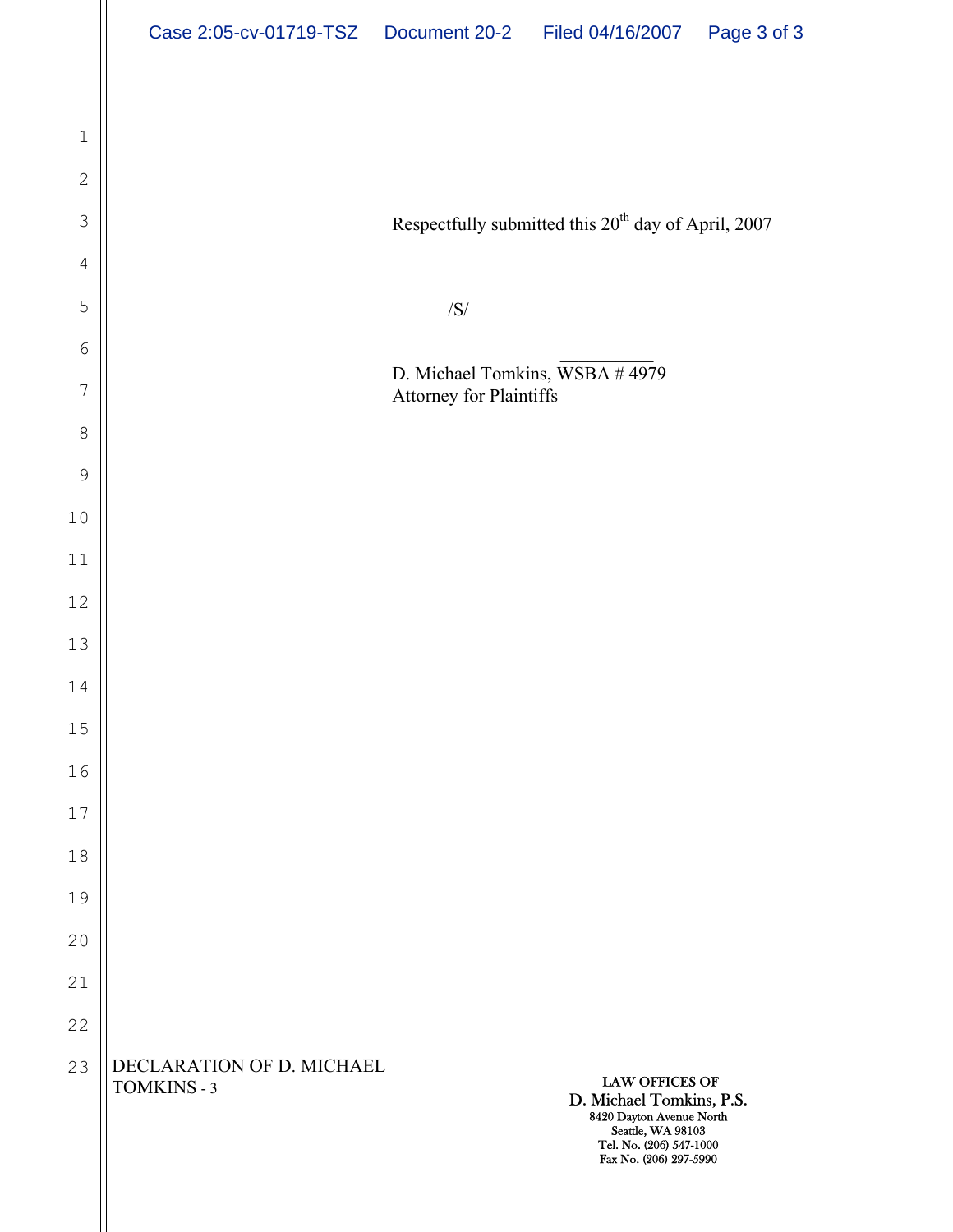Respectfully submitted this 20th day of April, 2007

/S/

\_\_\_\_\_\_\_\_\_\_\_\_\_\_\_\_\_\_\_\_\_\_\_\_\_\_\_\_\_

D. Michael Tomkins, WSBA # 4979
Attorney for Plaintiffs

DECLARATION OF D. MICHAEL TOMKINS - 3

LAW OFFICES OF
D. Michael Tomkins, P.S.
8420 Dayton Avenue North
Seattle, WA 98103
Tel. No. (206) 547-1000
Fax No. (206) 297-5990